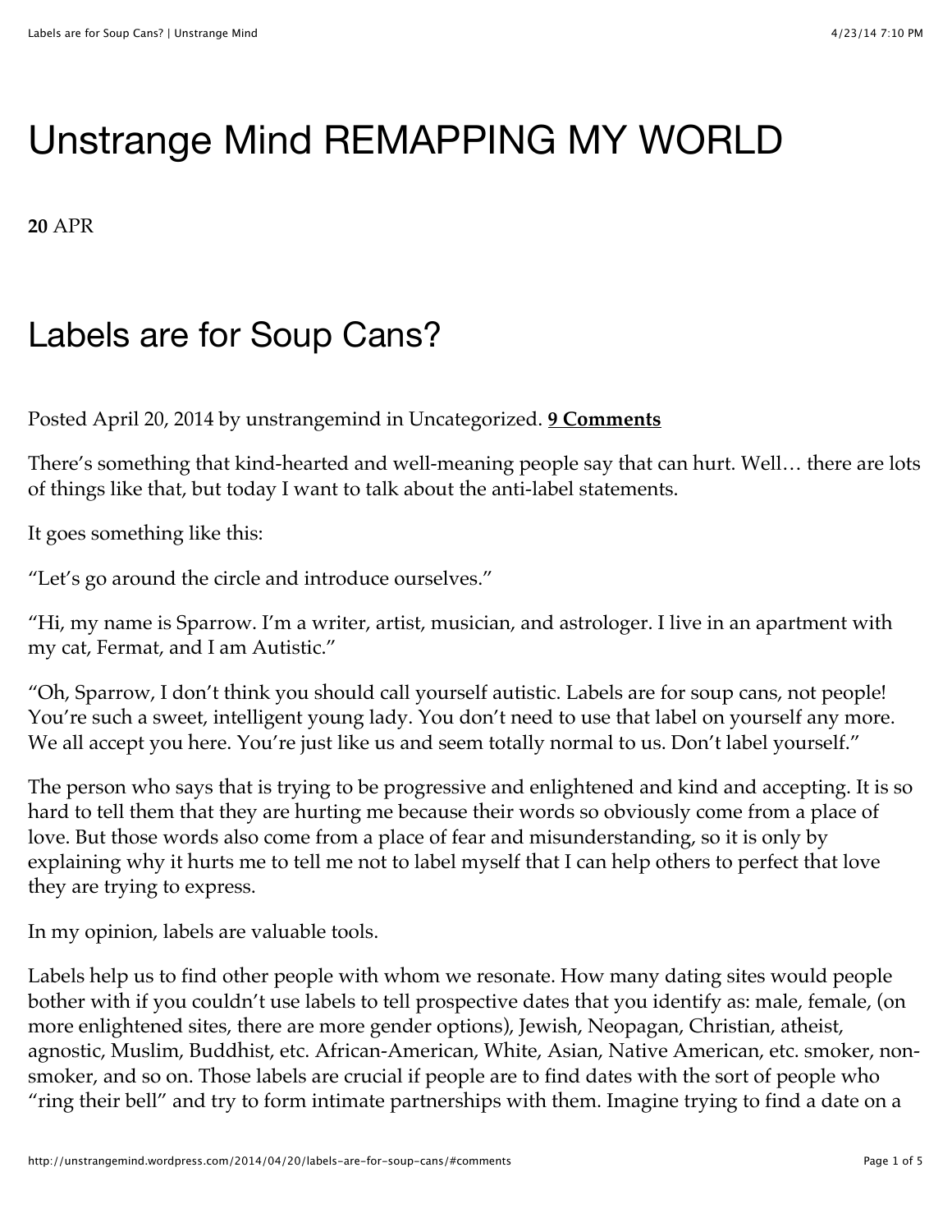# Unstrange Mind REMAPPING MY WORLD

**20** APR

## Labels are for Soup Cans?

Posted April 20, 2014 by unstrangemind in Uncategorized. **9 Comments**

There's something that kind-hearted and well-meaning people say that can hurt. Well… there are lots of things like that, but today I want to talk about the anti-label statements.

It goes something like this:

"Let's go around the circle and introduce ourselves."

"Hi, my name is Sparrow. I'm a writer, artist, musician, and astrologer. I live in an apartment with my cat, Fermat, and I am Autistic."

"Oh, Sparrow, I don't think you should call yourself autistic. Labels are for soup cans, not people! You're such a sweet, intelligent young lady. You don't need to use that label on yourself any more. We all accept you here. You're just like us and seem totally normal to us. Don't label yourself."

The person who says that is trying to be progressive and enlightened and kind and accepting. It is so hard to tell them that they are hurting me because their words so obviously come from a place of love. But those words also come from a place of fear and misunderstanding, so it is only by explaining why it hurts me to tell me not to label myself that I can help others to perfect that love they are trying to express.

In my opinion, labels are valuable tools.

Labels help us to find other people with whom we resonate. How many dating sites would people bother with if you couldn't use labels to tell prospective dates that you identify as: male, female, (on more enlightened sites, there are more gender options), Jewish, Neopagan, Christian, atheist, agnostic, Muslim, Buddhist, etc. African-American, White, Asian, Native American, etc. smoker, non-smoker, and so on. Those labels are crucial if people are to find dates with the sort of people who "ring their bell" and try to form intimate partnerships with them. Imagine trying to find a date on a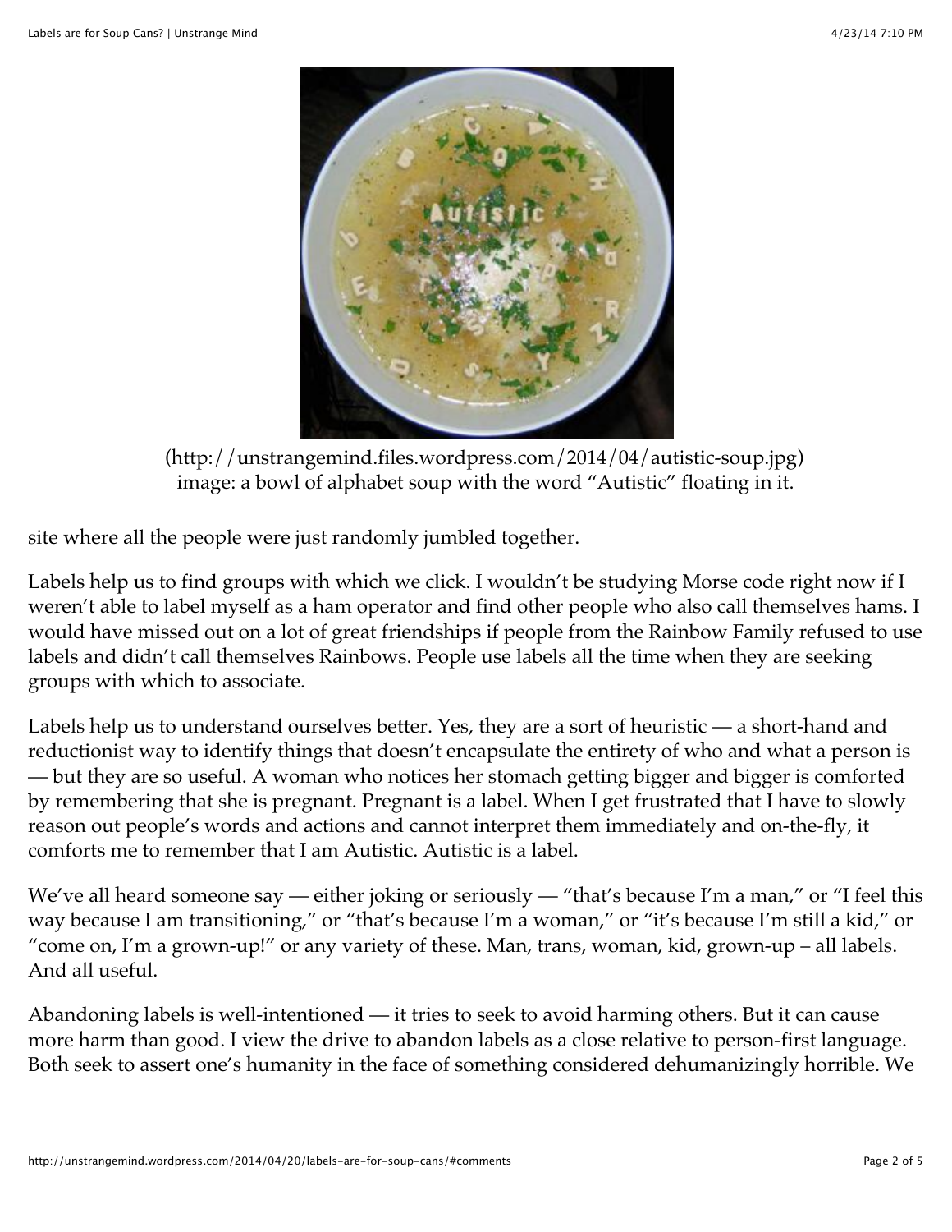(http://unstrangemind.files.wordpress.com/2014/04/autistic-soup.jpg)
image: a bowl of alphabet soup with the word "Autistic" floating in it.

site where all the people were just randomly jumbled together.

Labels help us to find groups with which we click. I wouldn't be studying Morse code right now if I weren't able to label myself as a ham operator and find other people who also call themselves hams. I would have missed out on a lot of great friendships if people from the Rainbow Family refused to use labels and didn't call themselves Rainbows. People use labels all the time when they are seeking groups with which to associate.

Labels help us to understand ourselves better. Yes, they are a sort of heuristic — a short-hand and reductionist way to identify things that doesn't encapsulate the entirety of who and what a person is — but they are so useful. A woman who notices her stomach getting bigger and bigger is comforted by remembering that she is pregnant. Pregnant is a label. When I get frustrated that I have to slowly reason out people's words and actions and cannot interpret them immediately and on-the-fly, it comforts me to remember that I am Autistic. Autistic is a label.

We've all heard someone say — either joking or seriously — "that's because I'm a man," or "I feel this way because I am transitioning," or "that's because I'm a woman," or "it's because I'm still a kid," or "come on, I'm a grown-up!" or any variety of these. Man, trans, woman, kid, grown-up – all labels. And all useful.

Abandoning labels is well-intentioned — it tries to seek to avoid harming others. But it can cause more harm than good. I view the drive to abandon labels as a close relative to person-first language. Both seek to assert one's humanity in the face of something considered dehumanizingly horrible. We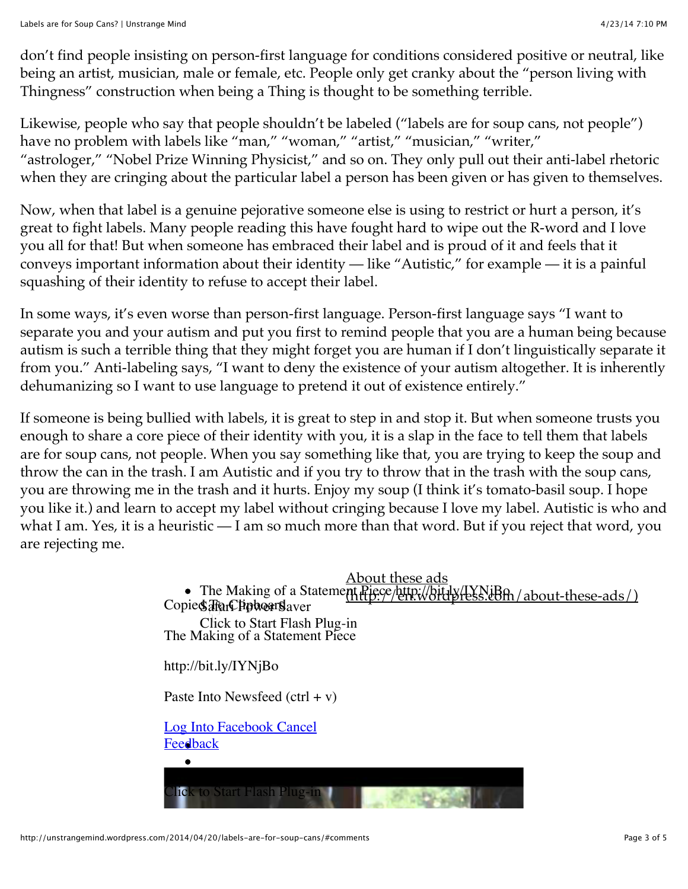don't find people insisting on person-first language for conditions considered positive or neutral, like being an artist, musician, male or female, etc. People only get cranky about the "person living with Thingness" construction when being a Thing is thought to be something terrible.

Likewise, people who say that people shouldn't be labeled ("labels are for soup cans, not people") have no problem with labels like "man," "woman," "artist," "musician," "writer," "astrologer," "Nobel Prize Winning Physicist," and so on. They only pull out their anti-label rhetoric when they are cringing about the particular label a person has been given or has given to themselves.

Now, when that label is a genuine pejorative someone else is using to restrict or hurt a person, it's great to fight labels. Many people reading this have fought hard to wipe out the R-word and I love you all for that! But when someone has embraced their label and is proud of it and feels that it conveys important information about their identity — like "Autistic," for example — it is a painful squashing of their identity to refuse to accept their label.

In some ways, it's even worse than person-first language. Person-first language says "I want to separate you and your autism and put you first to remind people that you are a human being because autism is such a terrible thing that they might forget you are human if I don't linguistically separate it from you." Anti-labeling says, "I want to deny the existence of your autism altogether. It is inherently dehumanizing so I want to use language to pretend it out of existence entirely."

If someone is being bullied with labels, it is great to step in and stop it. But when someone trusts you enough to share a core piece of their identity with you, it is a slap in the face to tell them that labels are for soup cans, not people. When you say something like that, you are trying to keep the soup and throw the can in the trash. I am Autistic and if you try to throw that in the trash with the soup cans, you are throwing me in the trash and it hurts. Enjoy my soup (I think it's tomato-basil soup. I hope you like it.) and learn to accept my label without cringing because I love my label. Autistic is who and what I am. Yes, it is a heuristic — I am so much more than that word. But if you reject that word, you are rejecting me.

About these ads (http://en.wordpress.com/about-these-ads/)

- The Making of a Statement Piece http://bit.ly/IYNjBo

Safari Power Saver

Click to Start Flash Plug-in

Copied To Clipboard

The Making of a Statement Piece

http://bit.ly/IYNjBo

Paste Into Newsfeed (ctrl + v)

Log Into Facebook Cancel

Feedback

-
-

Click to Start Flash Plug-in